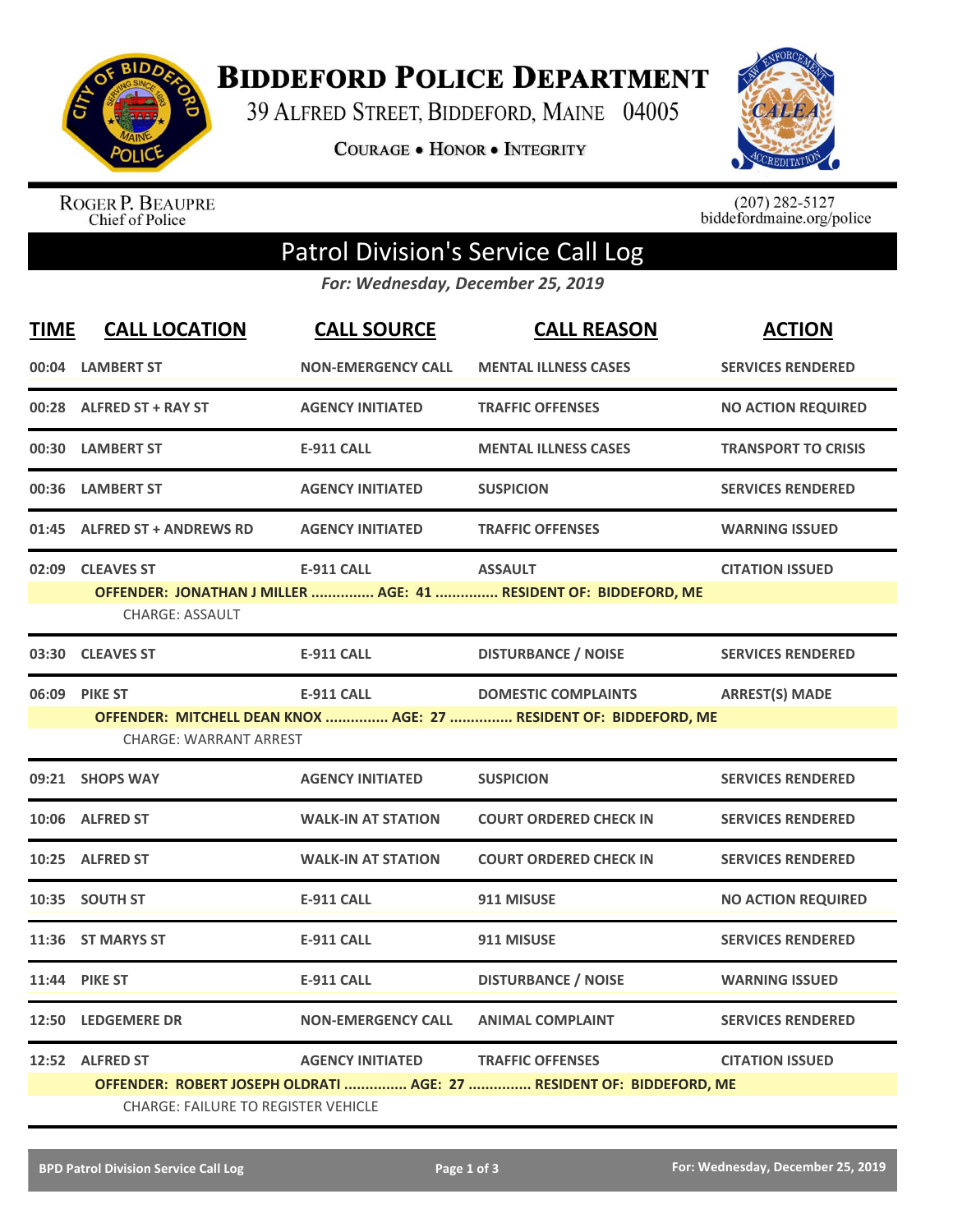# Biddeford Police Department

39 Alfred Street, Biddeford, Maine 04005

Courage • Honor • Integrity

Roger P. Beaupre
Chief of Police

(207) 282-5127
biddefordmaine.org/police

## Patrol Division's Service Call Log

*For: Wednesday, December 25, 2019*

| TIME | CALL LOCATION | CALL SOURCE | CALL REASON | ACTION |
|---|---|---|---|---|
| 00:04 | LAMBERT ST | NON-EMERGENCY CALL | MENTAL ILLNESS CASES | SERVICES RENDERED |
| 00:28 | ALFRED ST + RAY ST | AGENCY INITIATED | TRAFFIC OFFENSES | NO ACTION REQUIRED |
| 00:30 | LAMBERT ST | E-911 CALL | MENTAL ILLNESS CASES | TRANSPORT TO CRISIS |
| 00:36 | LAMBERT ST | AGENCY INITIATED | SUSPICION | SERVICES RENDERED |
| 01:45 | ALFRED ST + ANDREWS RD | AGENCY INITIATED | TRAFFIC OFFENSES | WARNING ISSUED |
| 02:09 | CLEAVES ST | E-911 CALL | ASSAULT | CITATION ISSUED |
| | OFFENDER: JONATHAN J MILLER ............... AGE: 41 ............... RESIDENT OF: BIDDEFORD, ME | | | |
| | CHARGE: ASSAULT | | | |
| 03:30 | CLEAVES ST | E-911 CALL | DISTURBANCE / NOISE | SERVICES RENDERED |
| 06:09 | PIKE ST | E-911 CALL | DOMESTIC COMPLAINTS | ARREST(S) MADE |
| | OFFENDER: MITCHELL DEAN KNOX ............... AGE: 27 ............... RESIDENT OF: BIDDEFORD, ME | | | |
| | CHARGE: WARRANT ARREST | | | |
| 09:21 | SHOPS WAY | AGENCY INITIATED | SUSPICION | SERVICES RENDERED |
| 10:06 | ALFRED ST | WALK-IN AT STATION | COURT ORDERED CHECK IN | SERVICES RENDERED |
| 10:25 | ALFRED ST | WALK-IN AT STATION | COURT ORDERED CHECK IN | SERVICES RENDERED |
| 10:35 | SOUTH ST | E-911 CALL | 911 MISUSE | NO ACTION REQUIRED |
| 11:36 | ST MARYS ST | E-911 CALL | 911 MISUSE | SERVICES RENDERED |
| 11:44 | PIKE ST | E-911 CALL | DISTURBANCE / NOISE | WARNING ISSUED |
| 12:50 | LEDGEMERE DR | NON-EMERGENCY CALL | ANIMAL COMPLAINT | SERVICES RENDERED |
| 12:52 | ALFRED ST | AGENCY INITIATED | TRAFFIC OFFENSES | CITATION ISSUED |
| | OFFENDER: ROBERT JOSEPH OLDRATI ............... AGE: 27 ............... RESIDENT OF: BIDDEFORD, ME | | | |
| | CHARGE: FAILURE TO REGISTER VEHICLE | | | |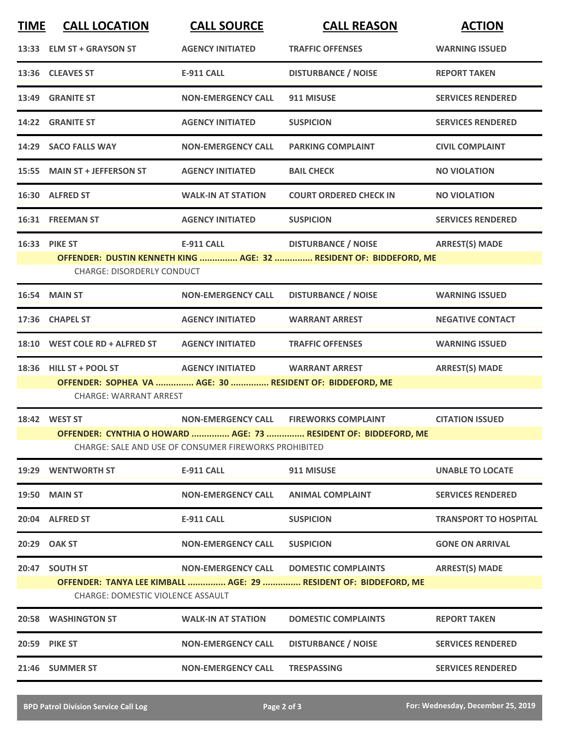| TIME | CALL LOCATION | CALL SOURCE | CALL REASON | ACTION |
|---|---|---|---|---|
| 13:33 | ELM ST + GRAYSON ST | AGENCY INITIATED | TRAFFIC OFFENSES | WARNING ISSUED |
| 13:36 | CLEAVES ST | E-911 CALL | DISTURBANCE / NOISE | REPORT TAKEN |
| 13:49 | GRANITE ST | NON-EMERGENCY CALL | 911 MISUSE | SERVICES RENDERED |
| 14:22 | GRANITE ST | AGENCY INITIATED | SUSPICION | SERVICES RENDERED |
| 14:29 | SACO FALLS WAY | NON-EMERGENCY CALL | PARKING COMPLAINT | CIVIL COMPLAINT |
| 15:55 | MAIN ST + JEFFERSON ST | AGENCY INITIATED | BAIL CHECK | NO VIOLATION |
| 16:30 | ALFRED ST | WALK-IN AT STATION | COURT ORDERED CHECK IN | NO VIOLATION |
| 16:31 | FREEMAN ST | AGENCY INITIATED | SUSPICION | SERVICES RENDERED |
| 16:33 | PIKE ST | E-911 CALL | DISTURBANCE / NOISE | ARREST(S) MADE |
| | OFFENDER: DUSTIN KENNETH KING ............... AGE: 32 ............... RESIDENT OF: BIDDEFORD, ME | | | |
| | CHARGE: DISORDERLY CONDUCT | | | |
| 16:54 | MAIN ST | NON-EMERGENCY CALL | DISTURBANCE / NOISE | WARNING ISSUED |
| 17:36 | CHAPEL ST | AGENCY INITIATED | WARRANT ARREST | NEGATIVE CONTACT |
| 18:10 | WEST COLE RD + ALFRED ST | AGENCY INITIATED | TRAFFIC OFFENSES | WARNING ISSUED |
| 18:36 | HILL ST + POOL ST | AGENCY INITIATED | WARRANT ARREST | ARREST(S) MADE |
| | OFFENDER: SOPHEA VA ............... AGE: 30 ............... RESIDENT OF: BIDDEFORD, ME | | | |
| | CHARGE: WARRANT ARREST | | | |
| 18:42 | WEST ST | NON-EMERGENCY CALL | FIREWORKS COMPLAINT | CITATION ISSUED |
| | OFFENDER: CYNTHIA O HOWARD ............... AGE: 73 ............... RESIDENT OF: BIDDEFORD, ME | | | |
| | CHARGE: SALE AND USE OF CONSUMER FIREWORKS PROHIBITED | | | |
| 19:29 | WENTWORTH ST | E-911 CALL | 911 MISUSE | UNABLE TO LOCATE |
| 19:50 | MAIN ST | NON-EMERGENCY CALL | ANIMAL COMPLAINT | SERVICES RENDERED |
| 20:04 | ALFRED ST | E-911 CALL | SUSPICION | TRANSPORT TO HOSPITAL |
| 20:29 | OAK ST | NON-EMERGENCY CALL | SUSPICION | GONE ON ARRIVAL |
| 20:47 | SOUTH ST | NON-EMERGENCY CALL | DOMESTIC COMPLAINTS | ARREST(S) MADE |
| | OFFENDER: TANYA LEE KIMBALL ............... AGE: 29 ............... RESIDENT OF: BIDDEFORD, ME | | | |
| | CHARGE: DOMESTIC VIOLENCE ASSAULT | | | |
| 20:58 | WASHINGTON ST | WALK-IN AT STATION | DOMESTIC COMPLAINTS | REPORT TAKEN |
| 20:59 | PIKE ST | NON-EMERGENCY CALL | DISTURBANCE / NOISE | SERVICES RENDERED |
| 21:46 | SUMMER ST | NON-EMERGENCY CALL | TRESPASSING | SERVICES RENDERED |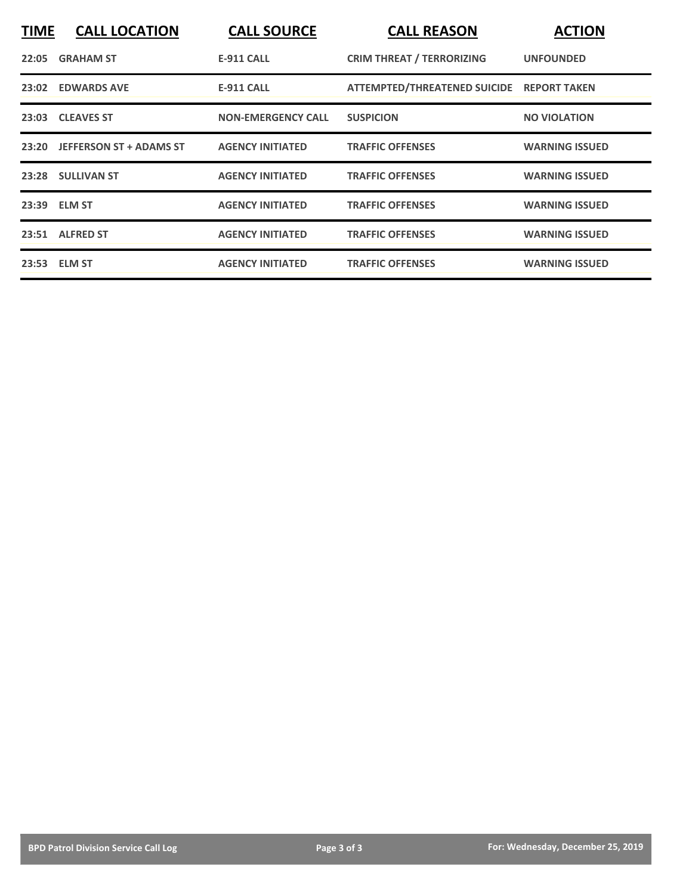| TIME | CALL LOCATION | CALL SOURCE | CALL REASON | ACTION |
|---|---|---|---|---|
| 22:05 | GRAHAM ST | E-911 CALL | CRIM THREAT / TERRORIZING | UNFOUNDED |
| 23:02 | EDWARDS AVE | E-911 CALL | ATTEMPTED/THREATENED SUICIDE | REPORT TAKEN |
| 23:03 | CLEAVES ST | NON-EMERGENCY CALL | SUSPICION | NO VIOLATION |
| 23:20 | JEFFERSON ST + ADAMS ST | AGENCY INITIATED | TRAFFIC OFFENSES | WARNING ISSUED |
| 23:28 | SULLIVAN ST | AGENCY INITIATED | TRAFFIC OFFENSES | WARNING ISSUED |
| 23:39 | ELM ST | AGENCY INITIATED | TRAFFIC OFFENSES | WARNING ISSUED |
| 23:51 | ALFRED ST | AGENCY INITIATED | TRAFFIC OFFENSES | WARNING ISSUED |
| 23:53 | ELM ST | AGENCY INITIATED | TRAFFIC OFFENSES | WARNING ISSUED |